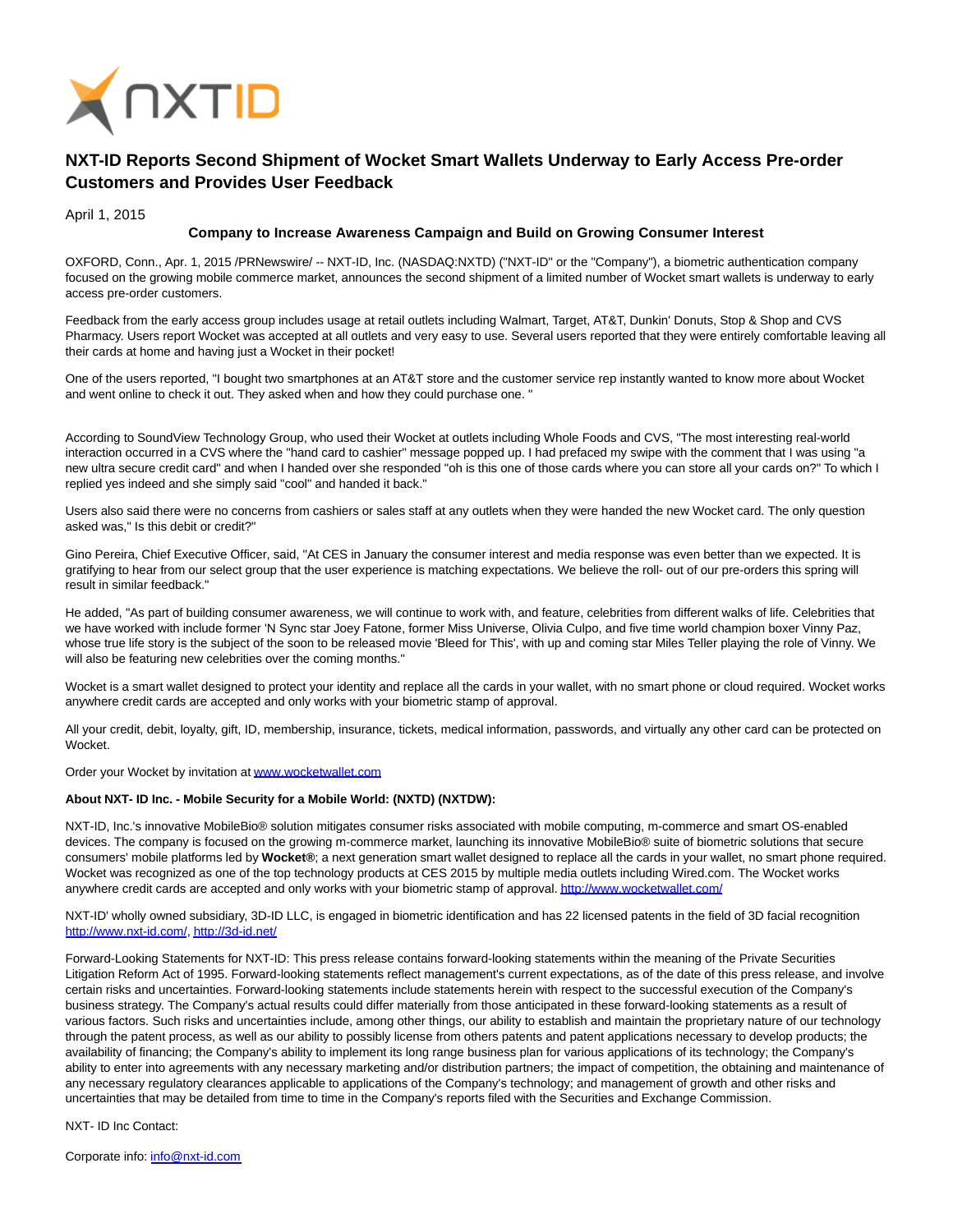NXTID

# NXT-ID Reports Second Shipment of Wocket Smart Wallets Underway to Early Access Pre-order Customers and Provides User Feedback

April 1, 2015

**Company to Increase Awareness Campaign and Build on Growing Consumer Interest**

OXFORD, Conn., Apr. 1, 2015 /PRNewswire/ -- NXT-ID, Inc. (NASDAQ:NXTD) ("NXT-ID" or the "Company"), a biometric authentication company focused on the growing mobile commerce market, announces the second shipment of a limited number of Wocket smart wallets is underway to early access pre-order customers.

Feedback from the early access group includes usage at retail outlets including Walmart, Target, AT&T, Dunkin' Donuts, Stop & Shop and CVS Pharmacy. Users report Wocket was accepted at all outlets and very easy to use. Several users reported that they were entirely comfortable leaving all their cards at home and having just a Wocket in their pocket!

One of the users reported, "I bought two smartphones at an AT&T store and the customer service rep instantly wanted to know more about Wocket and went online to check it out. They asked when and how they could purchase one. "

According to SoundView Technology Group, who used their Wocket at outlets including Whole Foods and CVS, "The most interesting real-world interaction occurred in a CVS where the "hand card to cashier" message popped up. I had prefaced my swipe with the comment that I was using "a new ultra secure credit card" and when I handed over she responded "oh is this one of those cards where you can store all your cards on?" To which I replied yes indeed and she simply said "cool" and handed it back."

Users also said there were no concerns from cashiers or sales staff at any outlets when they were handed the new Wocket card. The only question asked was," Is this debit or credit?"

Gino Pereira, Chief Executive Officer, said, "At CES in January the consumer interest and media response was even better than we expected. It is gratifying to hear from our select group that the user experience is matching expectations. We believe the roll- out of our pre-orders this spring will result in similar feedback."

He added, "As part of building consumer awareness, we will continue to work with, and feature, celebrities from different walks of life. Celebrities that we have worked with include former 'N Sync star Joey Fatone, former Miss Universe, Olivia Culpo, and five time world champion boxer Vinny Paz, whose true life story is the subject of the soon to be released movie 'Bleed for This', with up and coming star Miles Teller playing the role of Vinny. We will also be featuring new celebrities over the coming months."

Wocket is a smart wallet designed to protect your identity and replace all the cards in your wallet, with no smart phone or cloud required. Wocket works anywhere credit cards are accepted and only works with your biometric stamp of approval.

All your credit, debit, loyalty, gift, ID, membership, insurance, tickets, medical information, passwords, and virtually any other card can be protected on Wocket.

Order your Wocket by invitation at www.wocketwallet.com

**About NXT- ID Inc. - Mobile Security for a Mobile World: (NXTD) (NXTDW):**

NXT-ID, Inc.'s innovative MobileBio® solution mitigates consumer risks associated with mobile computing, m-commerce and smart OS-enabled devices. The company is focused on the growing m-commerce market, launching its innovative MobileBio® suite of biometric solutions that secure consumers' mobile platforms led by **Wocket®**; a next generation smart wallet designed to replace all the cards in your wallet, no smart phone required. Wocket was recognized as one of the top technology products at CES 2015 by multiple media outlets including Wired.com. The Wocket works anywhere credit cards are accepted and only works with your biometric stamp of approval. http://www.wocketwallet.com/

NXT-ID' wholly owned subsidiary, 3D-ID LLC, is engaged in biometric identification and has 22 licensed patents in the field of 3D facial recognition http://www.nxt-id.com/, http://3d-id.net/

Forward-Looking Statements for NXT-ID: This press release contains forward-looking statements within the meaning of the Private Securities Litigation Reform Act of 1995. Forward-looking statements reflect management's current expectations, as of the date of this press release, and involve certain risks and uncertainties. Forward-looking statements include statements herein with respect to the successful execution of the Company's business strategy. The Company's actual results could differ materially from those anticipated in these forward-looking statements as a result of various factors. Such risks and uncertainties include, among other things, our ability to establish and maintain the proprietary nature of our technology through the patent process, as well as our ability to possibly license from others patents and patent applications necessary to develop products; the availability of financing; the Company's ability to implement its long range business plan for various applications of its technology; the Company's ability to enter into agreements with any necessary marketing and/or distribution partners; the impact of competition, the obtaining and maintenance of any necessary regulatory clearances applicable to applications of the Company's technology; and management of growth and other risks and uncertainties that may be detailed from time to time in the Company's reports filed with the Securities and Exchange Commission.

NXT- ID Inc Contact:

Corporate info: info@nxt-id.com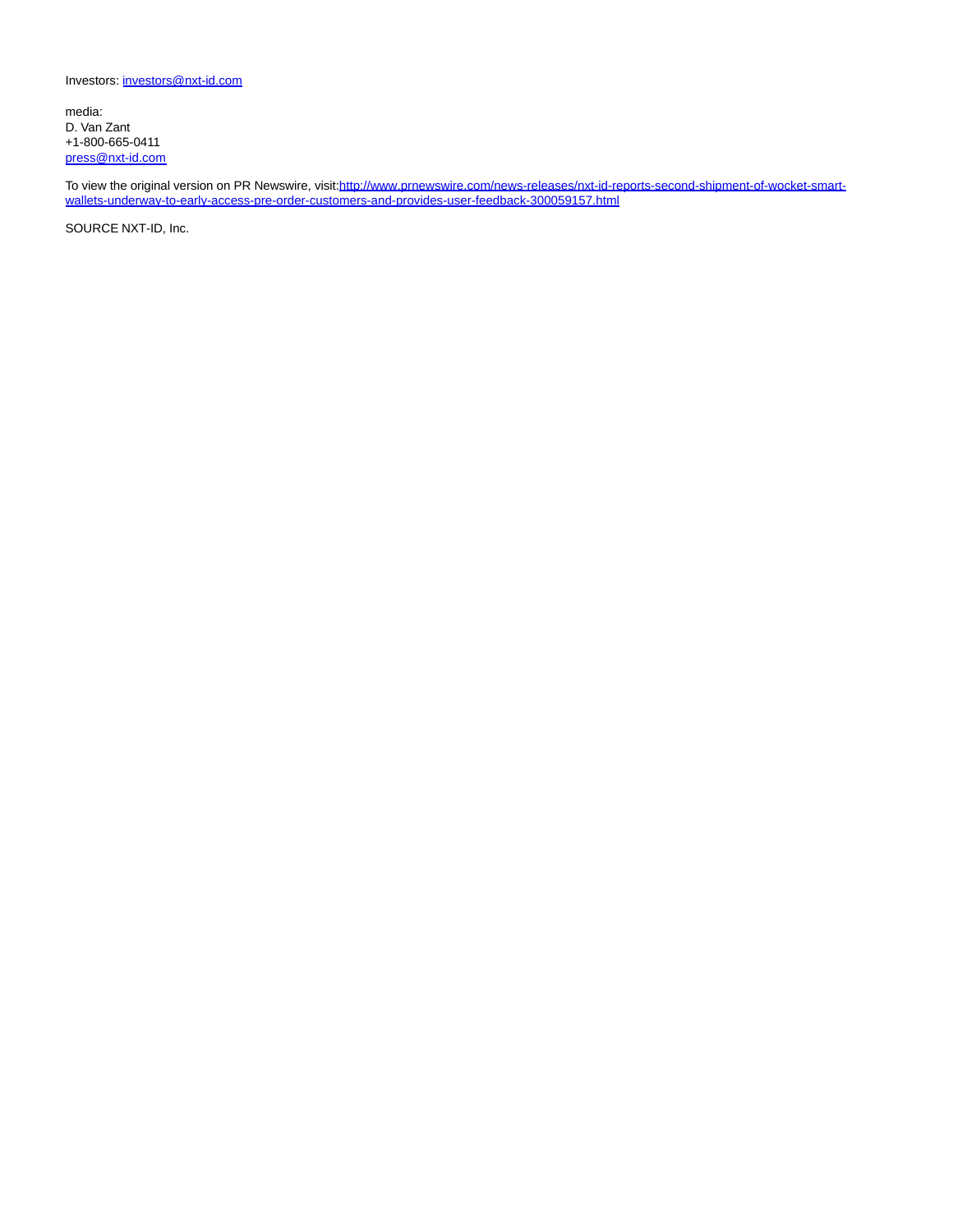Investors: investors@nxt-id.com

media:
D. Van Zant
+1-800-665-0411
press@nxt-id.com

To view the original version on PR Newswire, visit:http://www.prnewswire.com/news-releases/nxt-id-reports-second-shipment-of-wocket-smart-wallets-underway-to-early-access-pre-order-customers-and-provides-user-feedback-300059157.html

SOURCE NXT-ID, Inc.